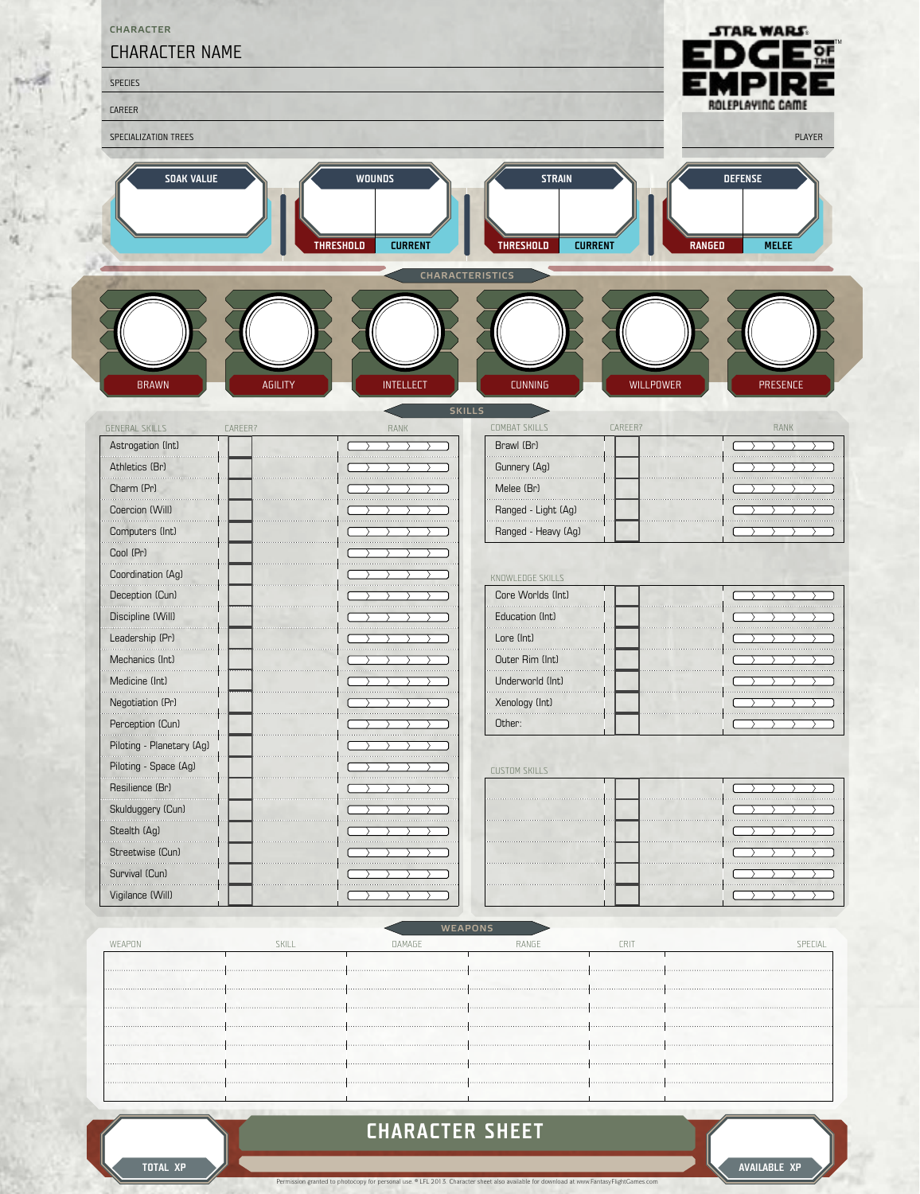STAR WARS EDGE OF THE EMPIRE ROLEPLAYING GAME

CHARACTER

CHARACTER NAME

SPECIES

CAREER

SPECIALIZATION TREES

PLAYER

| SOAK VALUE | WOUNDS | | STRAIN | | DEFENSE | |
|---|---|---|---|---|---|---|
| | THRESHOLD | CURRENT | THRESHOLD | CURRENT | RANGED | MELEE |

## CHARACTERISTICS

| BRAWN | AGILITY | INTELLECT | CUNNING | WILLPOWER | PRESENCE |
|---|---|---|---|---|---|
| | | | | | |

## SKILLS

| GENERAL SKILLS | CAREER? | RANK |
|---|---|---|
| Astrogation (Int) | | |
| Athletics (Br) | | |
| Charm (Pr) | | |
| Coercion (Will) | | |
| Computers (Int) | | |
| Cool (Pr) | | |
| Coordination (Ag) | | |
| Deception (Cun) | | |
| Discipline (Will) | | |
| Leadership (Pr) | | |
| Mechanics (Int) | | |
| Medicine (Int) | | |
| Negotiation (Pr) | | |
| Perception (Cun) | | |
| Piloting - Planetary (Ag) | | |
| Piloting - Space (Ag) | | |
| Resilience (Br) | | |
| Skulduggery (Cun) | | |
| Stealth (Ag) | | |
| Streetwise (Cun) | | |
| Survival (Cun) | | |
| Vigilance (Will) | | |

| COMBAT SKILLS | CAREER? | RANK |
|---|---|---|
| Brawl (Br) | | |
| Gunnery (Ag) | | |
| Melee (Br) | | |
| Ranged - Light (Ag) | | |
| Ranged - Heavy (Ag) | | |

| KNOWLEDGE SKILLS | CAREER? | RANK |
|---|---|---|
| Core Worlds (Int) | | |
| Education (Int) | | |
| Lore (Int) | | |
| Outer Rim (Int) | | |
| Underworld (Int) | | |
| Xenology (Int) | | |
| Other: | | |

| CUSTOM SKILLS | CAREER? | RANK |
|---|---|---|
| | | |
| | | |
| | | |
| | | |
| | | |
| | | |

## WEAPONS

| WEAPON | SKILL | DAMAGE | RANGE | CRIT | SPECIAL |
|---|---|---|---|---|---|
| | | | | | |
| | | | | | |
| | | | | | |
| | | | | | |
| | | | | | |
| | | | | | |
| | | | | | |

TOTAL XP

## CHARACTER SHEET

AVAILABLE XP

Permission granted to photocopy for personal use. © LFL 2013. Character sheet also available for download at www.FantasyFlightGames.com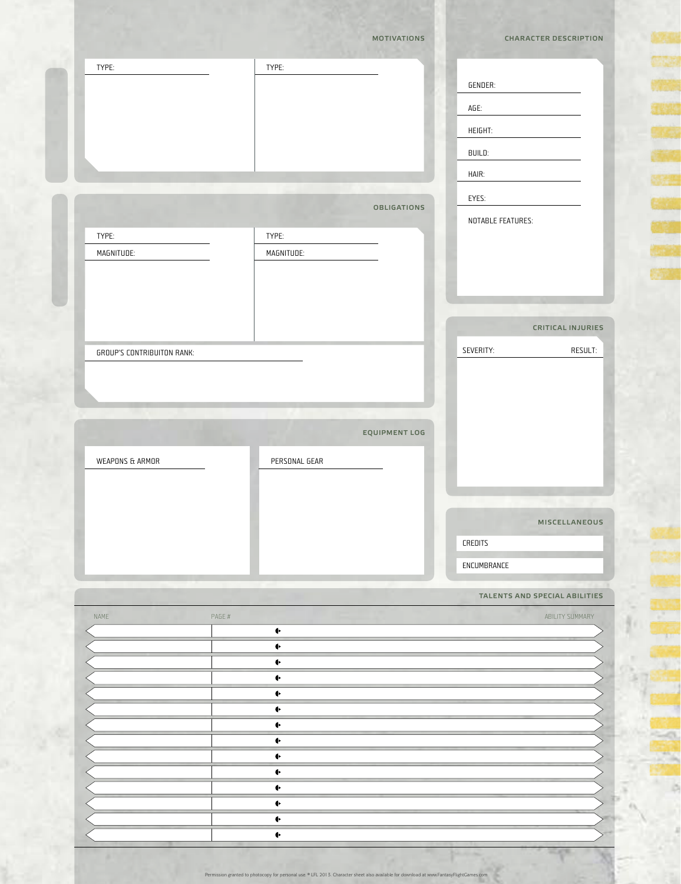## MOTIVATIONS

TYPE:

TYPE:

## CHARACTER DESCRIPTION

GENDER:

AGE:

HEIGHT:

BUILD:

HAIR:

EYES:

NOTABLE FEATURES:

## OBLIGATIONS

TYPE:

MAGNITUDE:

TYPE:

MAGNITUDE:

GROUP'S CONTRIBUITON RANK:

## CRITICAL INJURIES

SEVERITY: RESULT:

## EQUIPMENT LOG

WEAPONS & ARMOR

PERSONAL GEAR

## MISCELLANEOUS

CREDITS

ENCUMBRANCE

## TALENTS AND SPECIAL ABILITIES

| NAME | PAGE # | ABILITY SUMMARY |
|---|---|---|
| | | |
| | | |
| | | |
| | | |
| | | |
| | | |
| | | |
| | | |
| | | |
| | | |
| | | |
| | | |
| | | |
| | | |

Permission granted to photocopy for personal use. © LFL 2013. Character sheet also available for download at www.FantasyFlightGames.com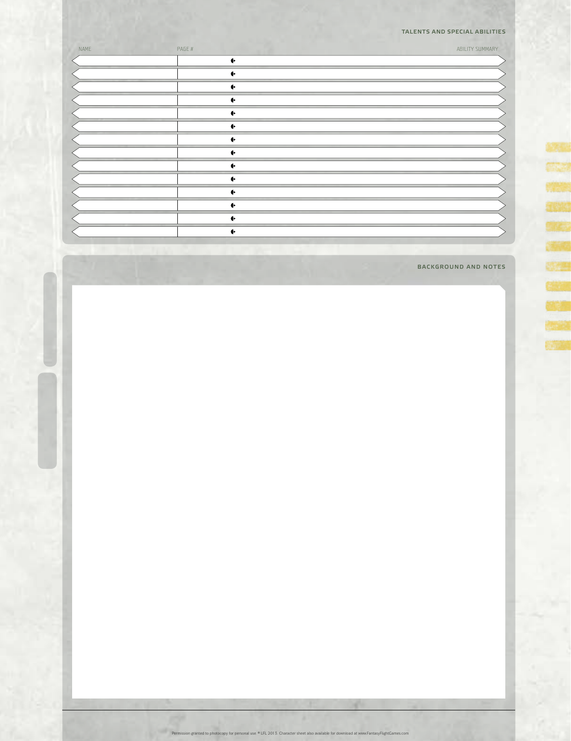## TALENTS AND SPECIAL ABILITIES

| NAME | PAGE # | ABILITY SUMMARY |
|---|---|---|
| | | |
| | | |
| | | |
| | | |
| | | |
| | | |
| | | |
| | | |
| | | |
| | | |
| | | |
| | | |
| | | |
| | | |

## BACKGROUND AND NOTES

Permission granted to photocopy for personal use. © LFL 2013. Character sheet also available for download at www.FantasyFlightGames.com